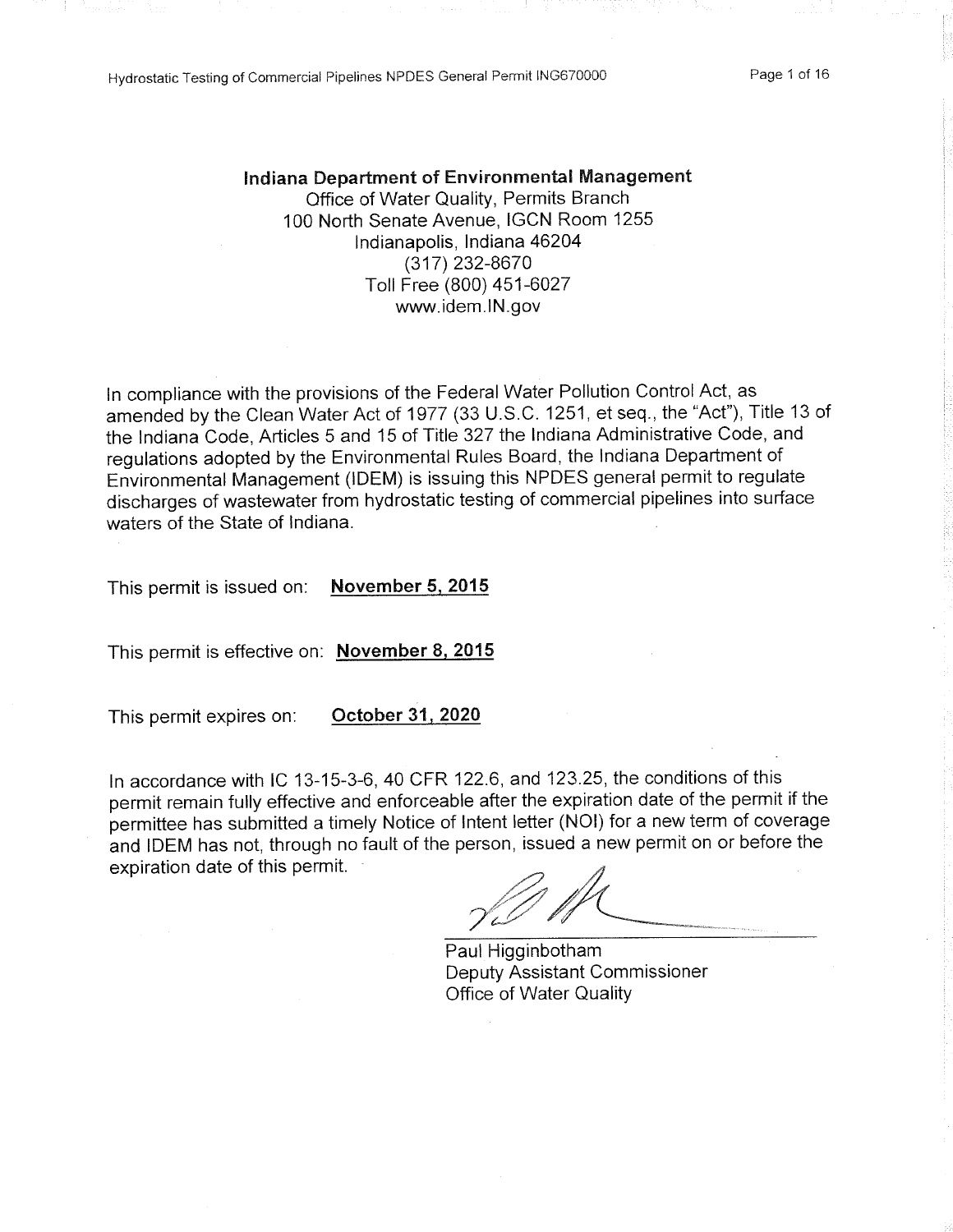**Indiana Department of Environmental Management**

Office of Water Quality, Permits Branch
100 North Senate Avenue, IGCN Room 1255
Indianapolis, Indiana 46204
(317) 232-8670
Toll Free (800) 451-6027
www.idem.IN.gov

In compliance with the provisions of the Federal Water Pollution Control Act, as amended by the Clean Water Act of 1977 (33 U.S.C. 1251, et seq., the "Act"), Title 13 of the Indiana Code, Articles 5 and 15 of Title 327 the Indiana Administrative Code, and regulations adopted by the Environmental Rules Board, the Indiana Department of Environmental Management (IDEM) is issuing this NPDES general permit to regulate discharges of wastewater from hydrostatic testing of commercial pipelines into surface waters of the State of Indiana.

This permit is issued on: **November 5, 2015**

This permit is effective on: **November 8, 2015**

This permit expires on: **October 31, 2020**

In accordance with IC 13-15-3-6, 40 CFR 122.6, and 123.25, the conditions of this permit remain fully effective and enforceable after the expiration date of the permit if the permittee has submitted a timely Notice of Intent letter (NOI) for a new term of coverage and IDEM has not, through no fault of the person, issued a new permit on or before the expiration date of this permit.

Paul Higginbotham
Deputy Assistant Commissioner
Office of Water Quality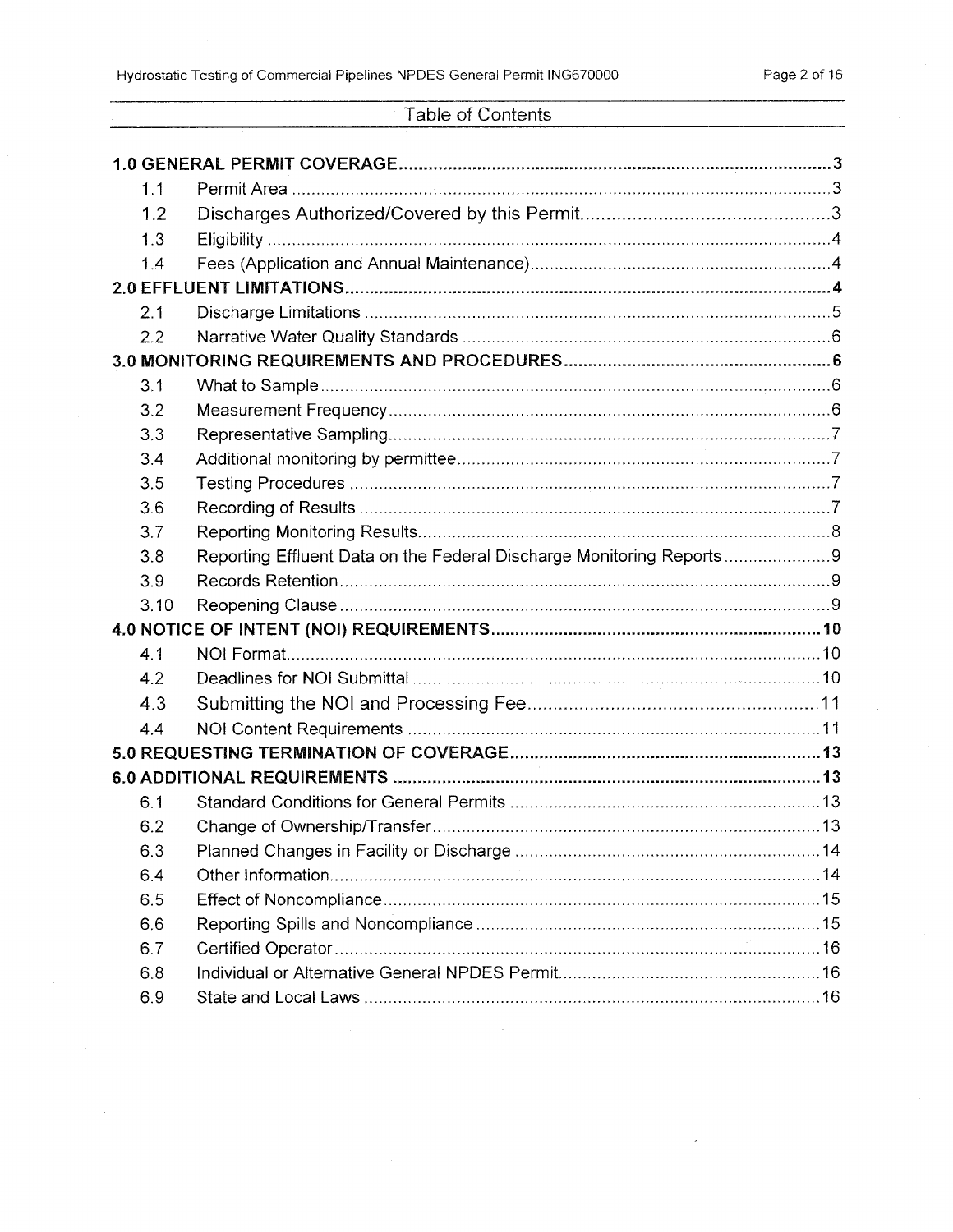## Table of Contents

**1.0 GENERAL PERMIT COVERAGE** .......... **3**

- 1.1 Permit Area .......... 3
- 1.2 Discharges Authorized/Covered by this Permit .......... 3
- 1.3 Eligibility .......... 4
- 1.4 Fees (Application and Annual Maintenance) .......... 4

**2.0 EFFLUENT LIMITATIONS** .......... **4**

- 2.1 Discharge Limitations .......... 5
- 2.2 Narrative Water Quality Standards .......... 6

**3.0 MONITORING REQUIREMENTS AND PROCEDURES** .......... **6**

- 3.1 What to Sample .......... 6
- 3.2 Measurement Frequency .......... 6
- 3.3 Representative Sampling .......... 7
- 3.4 Additional monitoring by permittee .......... 7
- 3.5 Testing Procedures .......... 7
- 3.6 Recording of Results .......... 7
- 3.7 Reporting Monitoring Results .......... 8
- 3.8 Reporting Effluent Data on the Federal Discharge Monitoring Reports .......... 9
- 3.9 Records Retention .......... 9
- 3.10 Reopening Clause .......... 9

**4.0 NOTICE OF INTENT (NOI) REQUIREMENTS** .......... **10**

- 4.1 NOI Format .......... 10
- 4.2 Deadlines for NOI Submittal .......... 10
- 4.3 Submitting the NOI and Processing Fee .......... 11
- 4.4 NOI Content Requirements .......... 11

**5.0 REQUESTING TERMINATION OF COVERAGE** .......... **13**

**6.0 ADDITIONAL REQUIREMENTS** .......... **13**

- 6.1 Standard Conditions for General Permits .......... 13
- 6.2 Change of Ownership/Transfer .......... 13
- 6.3 Planned Changes in Facility or Discharge .......... 14
- 6.4 Other Information .......... 14
- 6.5 Effect of Noncompliance .......... 15
- 6.6 Reporting Spills and Noncompliance .......... 15
- 6.7 Certified Operator .......... 16
- 6.8 Individual or Alternative General NPDES Permit .......... 16
- 6.9 State and Local Laws .......... 16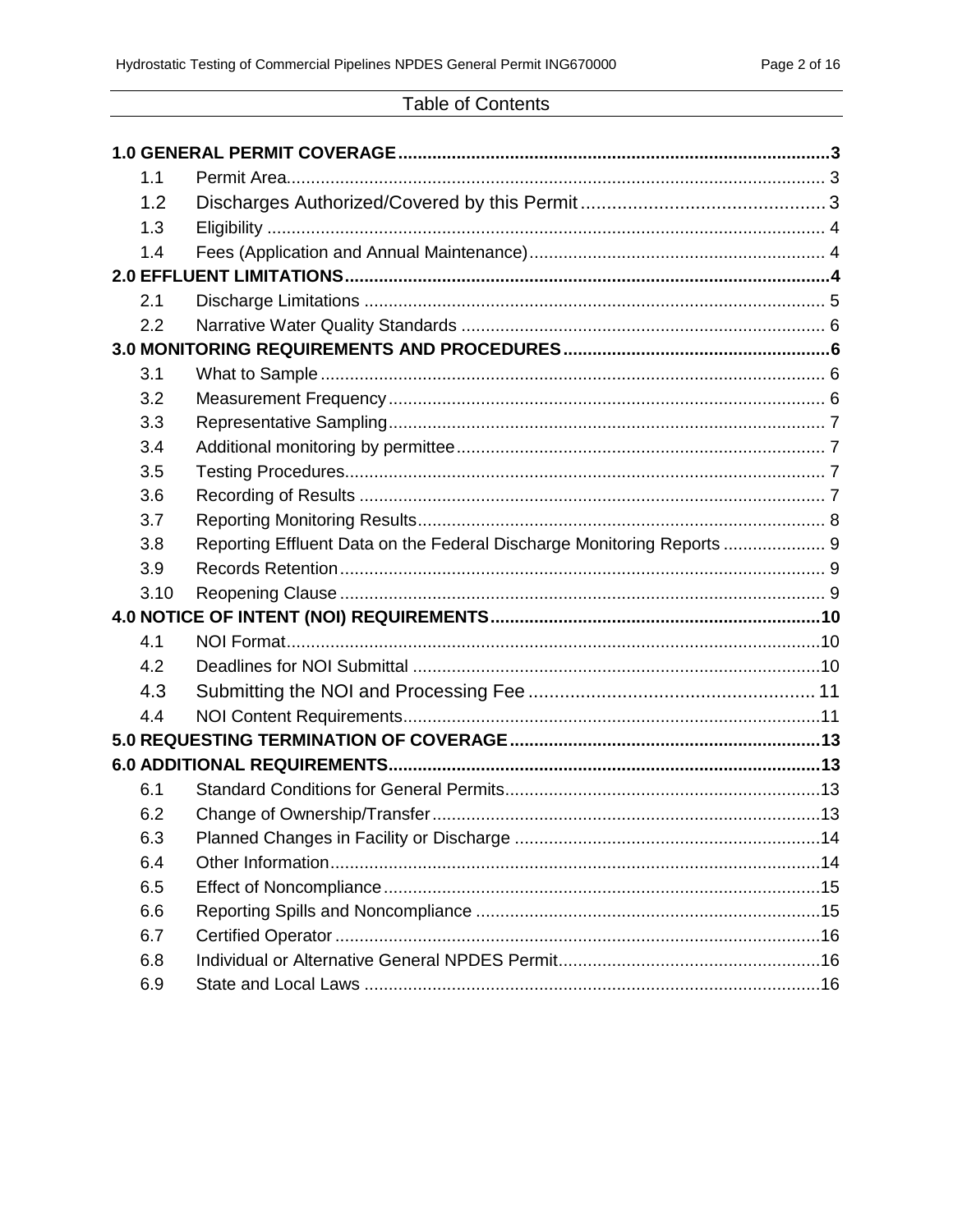## Table of Contents

**1.0 GENERAL PERMIT COVERAGE** .......... **3**

- 1.1 Permit Area .......... 3
- 1.2 Discharges Authorized/Covered by this Permit .......... 3
- 1.3 Eligibility .......... 4
- 1.4 Fees (Application and Annual Maintenance) .......... 4

**2.0 EFFLUENT LIMITATIONS** .......... **4**

- 2.1 Discharge Limitations .......... 5
- 2.2 Narrative Water Quality Standards .......... 6

**3.0 MONITORING REQUIREMENTS AND PROCEDURES** .......... **6**

- 3.1 What to Sample .......... 6
- 3.2 Measurement Frequency .......... 6
- 3.3 Representative Sampling .......... 7
- 3.4 Additional monitoring by permittee .......... 7
- 3.5 Testing Procedures .......... 7
- 3.6 Recording of Results .......... 7
- 3.7 Reporting Monitoring Results .......... 8
- 3.8 Reporting Effluent Data on the Federal Discharge Monitoring Reports .......... 9
- 3.9 Records Retention .......... 9
- 3.10 Reopening Clause .......... 9

**4.0 NOTICE OF INTENT (NOI) REQUIREMENTS** .......... **10**

- 4.1 NOI Format .......... 10
- 4.2 Deadlines for NOI Submittal .......... 10
- 4.3 Submitting the NOI and Processing Fee .......... 11
- 4.4 NOI Content Requirements .......... 11

**5.0 REQUESTING TERMINATION OF COVERAGE** .......... **13**

**6.0 ADDITIONAL REQUIREMENTS** .......... **13**

- 6.1 Standard Conditions for General Permits .......... 13
- 6.2 Change of Ownership/Transfer .......... 13
- 6.3 Planned Changes in Facility or Discharge .......... 14
- 6.4 Other Information .......... 14
- 6.5 Effect of Noncompliance .......... 15
- 6.6 Reporting Spills and Noncompliance .......... 15
- 6.7 Certified Operator .......... 16
- 6.8 Individual or Alternative General NPDES Permit .......... 16
- 6.9 State and Local Laws .......... 16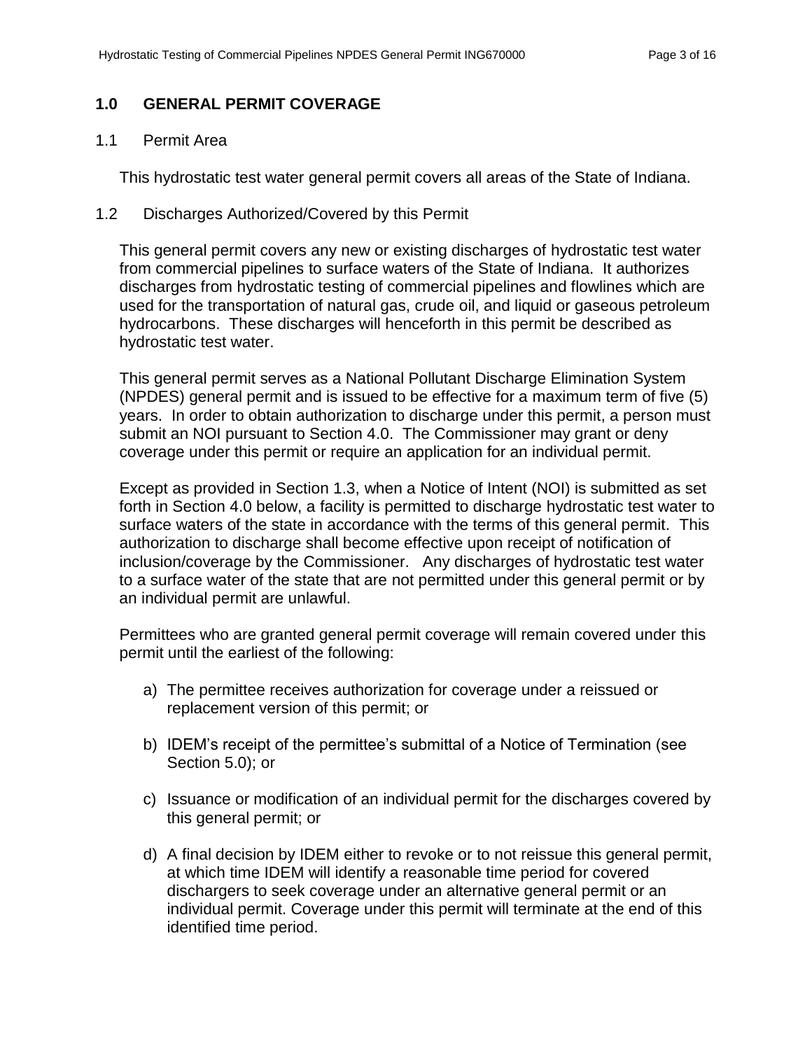## 1.0 GENERAL PERMIT COVERAGE

### 1.1 Permit Area

This hydrostatic test water general permit covers all areas of the State of Indiana.

### 1.2 Discharges Authorized/Covered by this Permit

This general permit covers any new or existing discharges of hydrostatic test water from commercial pipelines to surface waters of the State of Indiana. It authorizes discharges from hydrostatic testing of commercial pipelines and flowlines which are used for the transportation of natural gas, crude oil, and liquid or gaseous petroleum hydrocarbons. These discharges will henceforth in this permit be described as hydrostatic test water.

This general permit serves as a National Pollutant Discharge Elimination System (NPDES) general permit and is issued to be effective for a maximum term of five (5) years. In order to obtain authorization to discharge under this permit, a person must submit an NOI pursuant to Section 4.0. The Commissioner may grant or deny coverage under this permit or require an application for an individual permit.

Except as provided in Section 1.3, when a Notice of Intent (NOI) is submitted as set forth in Section 4.0 below, a facility is permitted to discharge hydrostatic test water to surface waters of the state in accordance with the terms of this general permit. This authorization to discharge shall become effective upon receipt of notification of inclusion/coverage by the Commissioner. Any discharges of hydrostatic test water to a surface water of the state that are not permitted under this general permit or by an individual permit are unlawful.

Permittees who are granted general permit coverage will remain covered under this permit until the earliest of the following:

a) The permittee receives authorization for coverage under a reissued or replacement version of this permit; or

b) IDEM's receipt of the permittee's submittal of a Notice of Termination (see Section 5.0); or

c) Issuance or modification of an individual permit for the discharges covered by this general permit; or

d) A final decision by IDEM either to revoke or to not reissue this general permit, at which time IDEM will identify a reasonable time period for covered dischargers to seek coverage under an alternative general permit or an individual permit. Coverage under this permit will terminate at the end of this identified time period.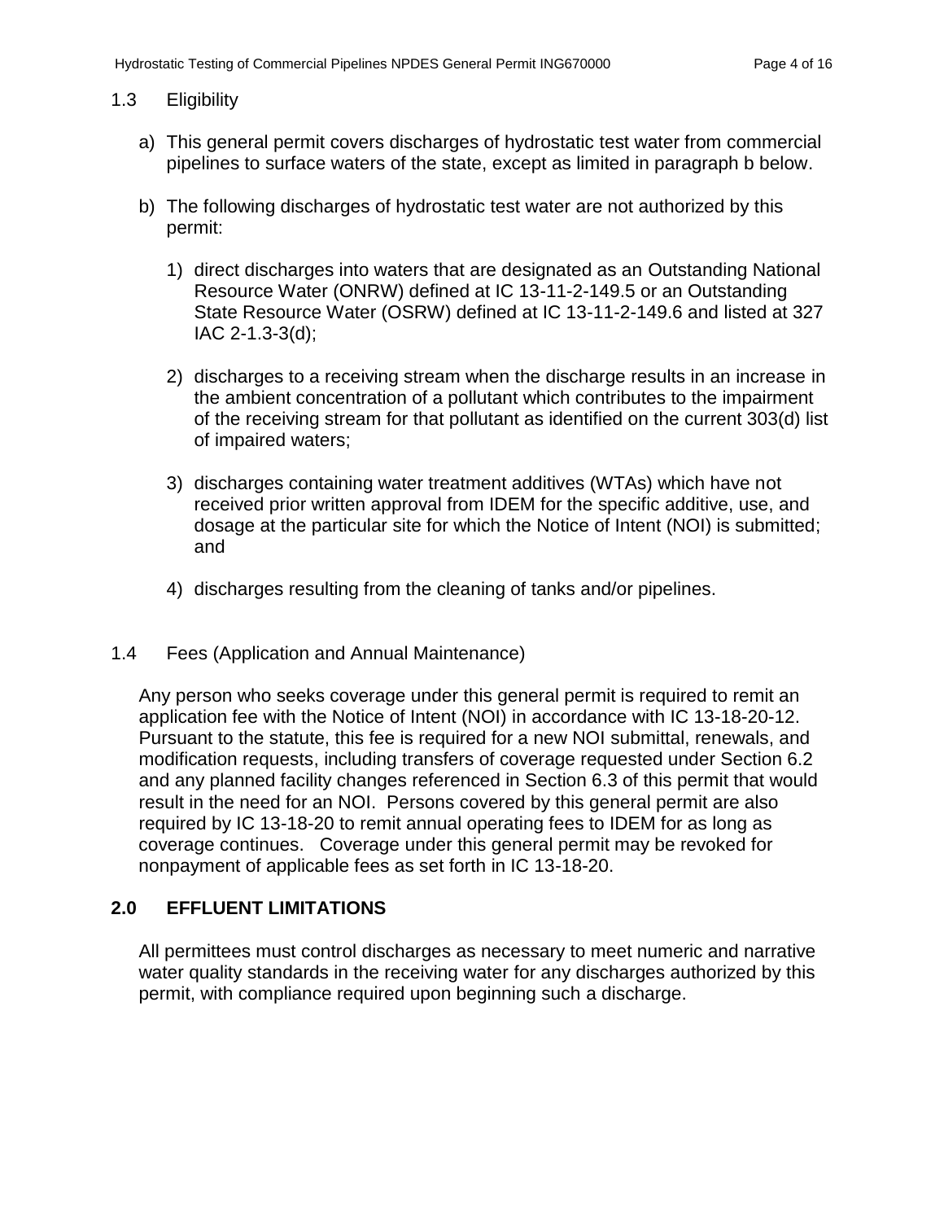## 1.3 Eligibility

a) This general permit covers discharges of hydrostatic test water from commercial pipelines to surface waters of the state, except as limited in paragraph b below.

b) The following discharges of hydrostatic test water are not authorized by this permit:

   1) direct discharges into waters that are designated as an Outstanding National Resource Water (ONRW) defined at IC 13-11-2-149.5 or an Outstanding State Resource Water (OSRW) defined at IC 13-11-2-149.6 and listed at 327 IAC 2-1.3-3(d);

   2) discharges to a receiving stream when the discharge results in an increase in the ambient concentration of a pollutant which contributes to the impairment of the receiving stream for that pollutant as identified on the current 303(d) list of impaired waters;

   3) discharges containing water treatment additives (WTAs) which have not received prior written approval from IDEM for the specific additive, use, and dosage at the particular site for which the Notice of Intent (NOI) is submitted; and

   4) discharges resulting from the cleaning of tanks and/or pipelines.

## 1.4 Fees (Application and Annual Maintenance)

Any person who seeks coverage under this general permit is required to remit an application fee with the Notice of Intent (NOI) in accordance with IC 13-18-20-12. Pursuant to the statute, this fee is required for a new NOI submittal, renewals, and modification requests, including transfers of coverage requested under Section 6.2 and any planned facility changes referenced in Section 6.3 of this permit that would result in the need for an NOI. Persons covered by this general permit are also required by IC 13-18-20 to remit annual operating fees to IDEM for as long as coverage continues. Coverage under this general permit may be revoked for nonpayment of applicable fees as set forth in IC 13-18-20.

# 2.0 EFFLUENT LIMITATIONS

All permittees must control discharges as necessary to meet numeric and narrative water quality standards in the receiving water for any discharges authorized by this permit, with compliance required upon beginning such a discharge.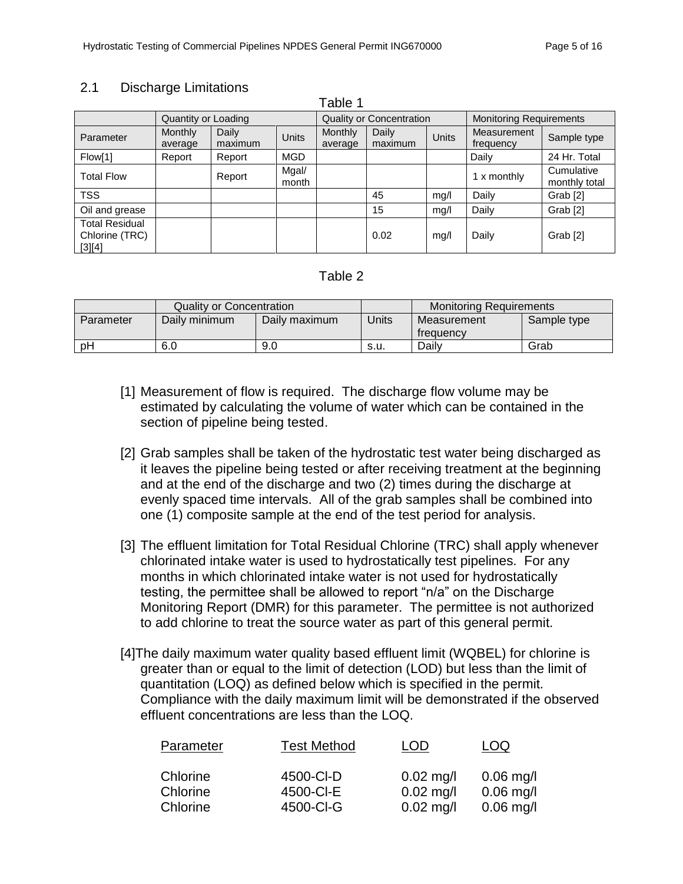## 2.1 Discharge Limitations

Table 1

| | Quantity or Loading | | | Quality or Concentration | | | Monitoring Requirements | |
|---|---|---|---|---|---|---|---|---|
| Parameter | Monthly average | Daily maximum | Units | Monthly average | Daily maximum | Units | Measurement frequency | Sample type |
| Flow[1] | Report | Report | MGD | | | | Daily | 24 Hr. Total |
| Total Flow | | Report | Mgal/ month | | | | 1 x monthly | Cumulative monthly total |
| TSS | | | | | 45 | mg/l | Daily | Grab [2] |
| Oil and grease | | | | | 15 | mg/l | Daily | Grab [2] |
| Total Residual Chlorine (TRC) [3][4] | | | | | 0.02 | mg/l | Daily | Grab [2] |

Table 2

| | Quality or Concentration | | | Monitoring Requirements | |
|---|---|---|---|---|---|
| Parameter | Daily minimum | Daily maximum | Units | Measurement frequency | Sample type |
| pH | 6.0 | 9.0 | s.u. | Daily | Grab |

[1] Measurement of flow is required. The discharge flow volume may be estimated by calculating the volume of water which can be contained in the section of pipeline being tested.

[2] Grab samples shall be taken of the hydrostatic test water being discharged as it leaves the pipeline being tested or after receiving treatment at the beginning and at the end of the discharge and two (2) times during the discharge at evenly spaced time intervals. All of the grab samples shall be combined into one (1) composite sample at the end of the test period for analysis.

[3] The effluent limitation for Total Residual Chlorine (TRC) shall apply whenever chlorinated intake water is used to hydrostatically test pipelines. For any months in which chlorinated intake water is not used for hydrostatically testing, the permittee shall be allowed to report "n/a" on the Discharge Monitoring Report (DMR) for this parameter. The permittee is not authorized to add chlorine to treat the source water as part of this general permit.

[4] The daily maximum water quality based effluent limit (WQBEL) for chlorine is greater than or equal to the limit of detection (LOD) but less than the limit of quantitation (LOQ) as defined below which is specified in the permit. Compliance with the daily maximum limit will be demonstrated if the observed effluent concentrations are less than the LOQ.

| Parameter | Test Method | LOD | LOQ |
|---|---|---|---|
| Chlorine | 4500-Cl-D | 0.02 mg/l | 0.06 mg/l |
| Chlorine | 4500-Cl-E | 0.02 mg/l | 0.06 mg/l |
| Chlorine | 4500-Cl-G | 0.02 mg/l | 0.06 mg/l |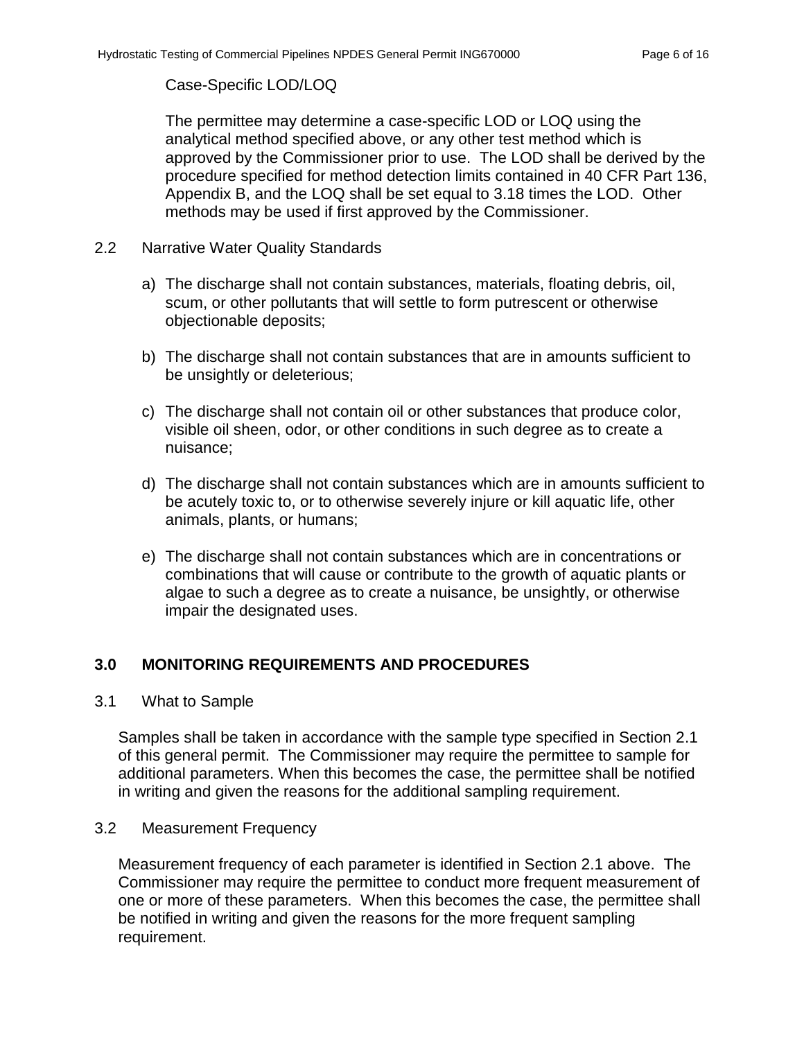Case-Specific LOD/LOQ

The permittee may determine a case-specific LOD or LOQ using the analytical method specified above, or any other test method which is approved by the Commissioner prior to use. The LOD shall be derived by the procedure specified for method detection limits contained in 40 CFR Part 136, Appendix B, and the LOQ shall be set equal to 3.18 times the LOD. Other methods may be used if first approved by the Commissioner.

2.2 Narrative Water Quality Standards

a) The discharge shall not contain substances, materials, floating debris, oil, scum, or other pollutants that will settle to form putrescent or otherwise objectionable deposits;

b) The discharge shall not contain substances that are in amounts sufficient to be unsightly or deleterious;

c) The discharge shall not contain oil or other substances that produce color, visible oil sheen, odor, or other conditions in such degree as to create a nuisance;

d) The discharge shall not contain substances which are in amounts sufficient to be acutely toxic to, or to otherwise severely injure or kill aquatic life, other animals, plants, or humans;

e) The discharge shall not contain substances which are in concentrations or combinations that will cause or contribute to the growth of aquatic plants or algae to such a degree as to create a nuisance, be unsightly, or otherwise impair the designated uses.

## 3.0 MONITORING REQUIREMENTS AND PROCEDURES

3.1 What to Sample

Samples shall be taken in accordance with the sample type specified in Section 2.1 of this general permit. The Commissioner may require the permittee to sample for additional parameters. When this becomes the case, the permittee shall be notified in writing and given the reasons for the additional sampling requirement.

3.2 Measurement Frequency

Measurement frequency of each parameter is identified in Section 2.1 above. The Commissioner may require the permittee to conduct more frequent measurement of one or more of these parameters. When this becomes the case, the permittee shall be notified in writing and given the reasons for the more frequent sampling requirement.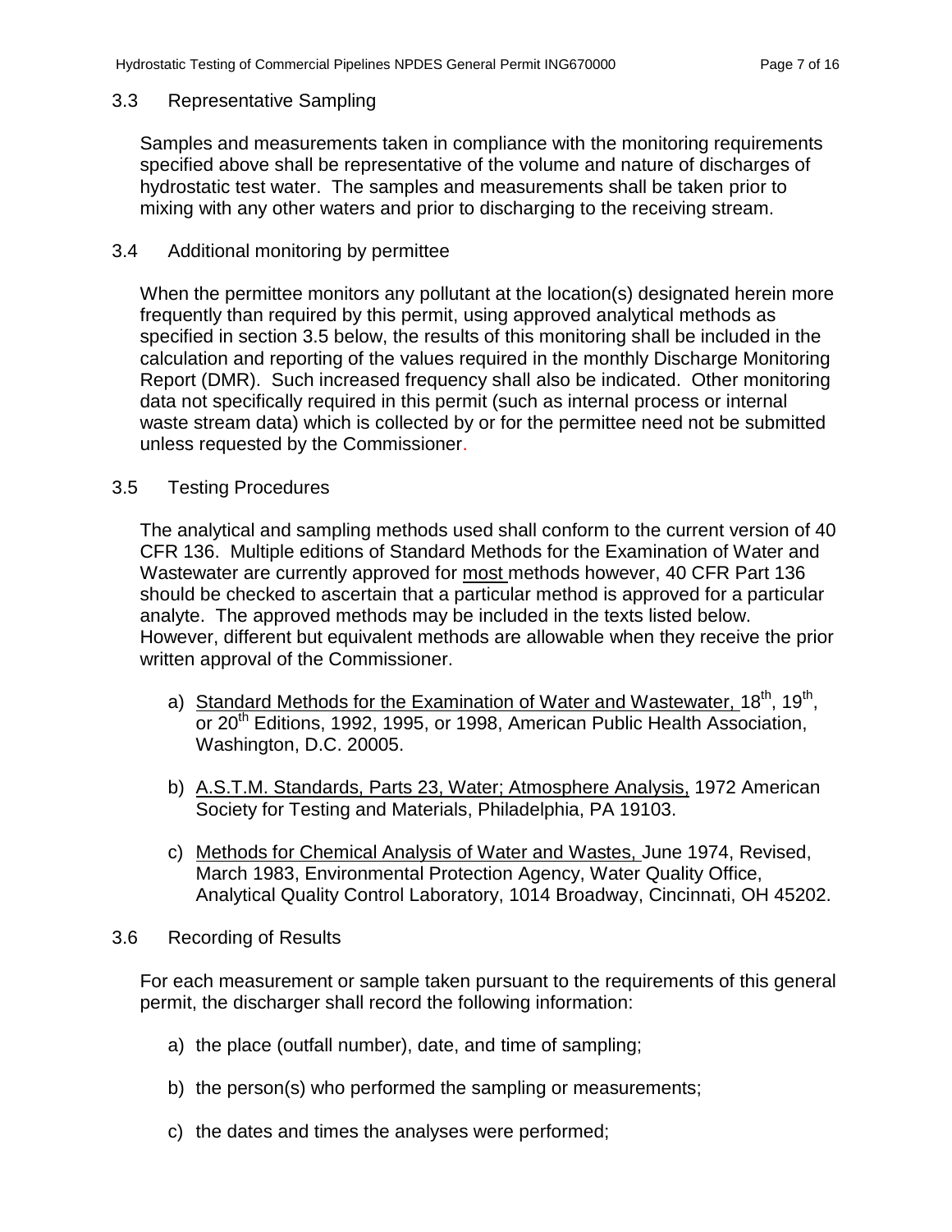### 3.3 Representative Sampling

Samples and measurements taken in compliance with the monitoring requirements specified above shall be representative of the volume and nature of discharges of hydrostatic test water. The samples and measurements shall be taken prior to mixing with any other waters and prior to discharging to the receiving stream.

### 3.4 Additional monitoring by permittee

When the permittee monitors any pollutant at the location(s) designated herein more frequently than required by this permit, using approved analytical methods as specified in section 3.5 below, the results of this monitoring shall be included in the calculation and reporting of the values required in the monthly Discharge Monitoring Report (DMR). Such increased frequency shall also be indicated. Other monitoring data not specifically required in this permit (such as internal process or internal waste stream data) which is collected by or for the permittee need not be submitted unless requested by the Commissioner.

### 3.5 Testing Procedures

The analytical and sampling methods used shall conform to the current version of 40 CFR 136. Multiple editions of Standard Methods for the Examination of Water and Wastewater are currently approved for most methods however, 40 CFR Part 136 should be checked to ascertain that a particular method is approved for a particular analyte. The approved methods may be included in the texts listed below. However, different but equivalent methods are allowable when they receive the prior written approval of the Commissioner.

a) Standard Methods for the Examination of Water and Wastewater, 18th, 19th, or 20th Editions, 1992, 1995, or 1998, American Public Health Association, Washington, D.C. 20005.

b) A.S.T.M. Standards, Parts 23, Water; Atmosphere Analysis, 1972 American Society for Testing and Materials, Philadelphia, PA 19103.

c) Methods for Chemical Analysis of Water and Wastes, June 1974, Revised, March 1983, Environmental Protection Agency, Water Quality Office, Analytical Quality Control Laboratory, 1014 Broadway, Cincinnati, OH 45202.

### 3.6 Recording of Results

For each measurement or sample taken pursuant to the requirements of this general permit, the discharger shall record the following information:

a) the place (outfall number), date, and time of sampling;

b) the person(s) who performed the sampling or measurements;

c) the dates and times the analyses were performed;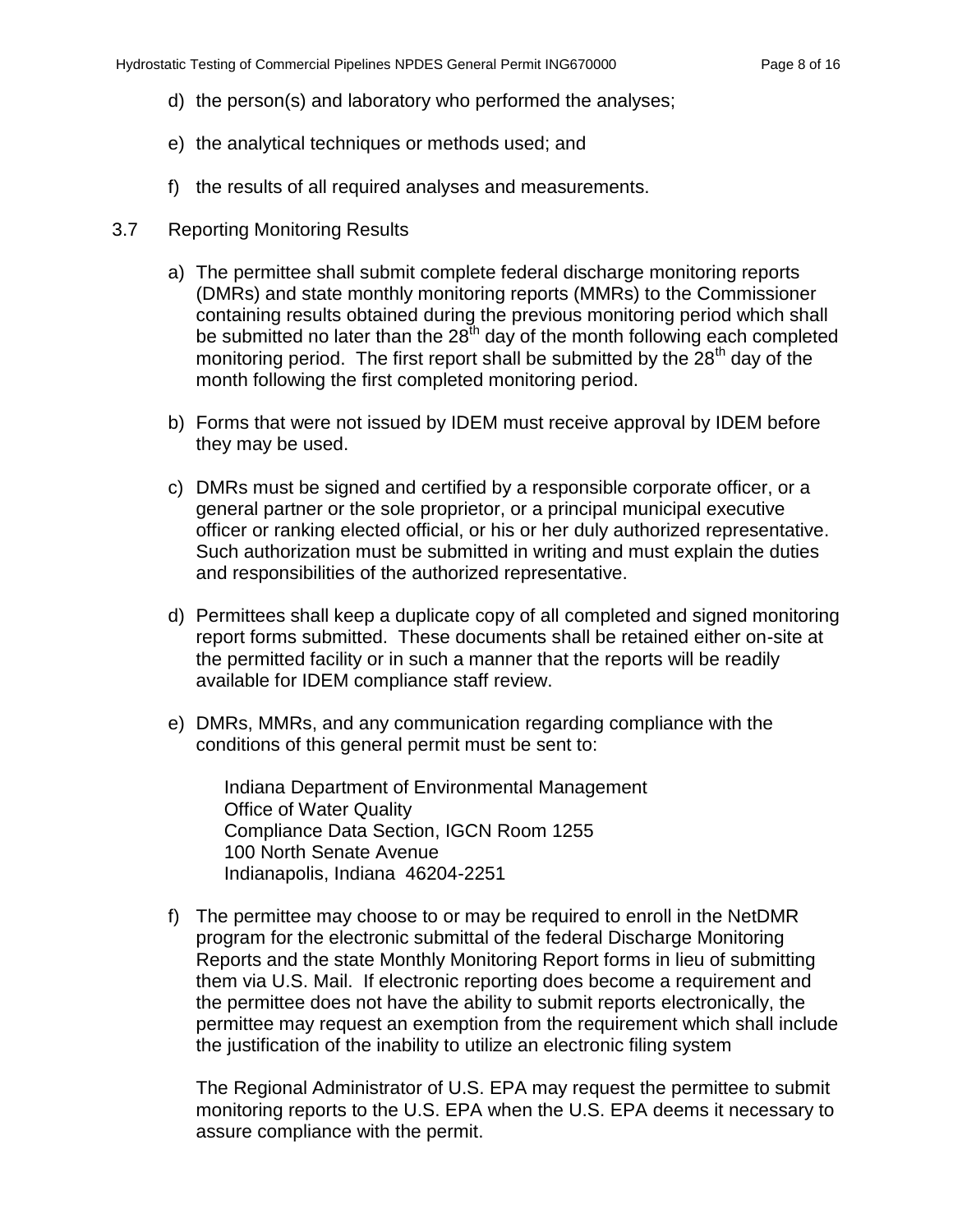d) the person(s) and laboratory who performed the analyses;

e) the analytical techniques or methods used; and

f) the results of all required analyses and measurements.

3.7 Reporting Monitoring Results

a) The permittee shall submit complete federal discharge monitoring reports (DMRs) and state monthly monitoring reports (MMRs) to the Commissioner containing results obtained during the previous monitoring period which shall be submitted no later than the $28^{th}$ day of the month following each completed monitoring period. The first report shall be submitted by the $28^{th}$ day of the month following the first completed monitoring period.

b) Forms that were not issued by IDEM must receive approval by IDEM before they may be used.

c) DMRs must be signed and certified by a responsible corporate officer, or a general partner or the sole proprietor, or a principal municipal executive officer or ranking elected official, or his or her duly authorized representative. Such authorization must be submitted in writing and must explain the duties and responsibilities of the authorized representative.

d) Permittees shall keep a duplicate copy of all completed and signed monitoring report forms submitted. These documents shall be retained either on-site at the permitted facility or in such a manner that the reports will be readily available for IDEM compliance staff review.

e) DMRs, MMRs, and any communication regarding compliance with the conditions of this general permit must be sent to:

   Indiana Department of Environmental Management
   Office of Water Quality
   Compliance Data Section, IGCN Room 1255
   100 North Senate Avenue
   Indianapolis, Indiana 46204-2251

f) The permittee may choose to or may be required to enroll in the NetDMR program for the electronic submittal of the federal Discharge Monitoring Reports and the state Monthly Monitoring Report forms in lieu of submitting them via U.S. Mail. If electronic reporting does become a requirement and the permittee does not have the ability to submit reports electronically, the permittee may request an exemption from the requirement which shall include the justification of the inability to utilize an electronic filing system

   The Regional Administrator of U.S. EPA may request the permittee to submit monitoring reports to the U.S. EPA when the U.S. EPA deems it necessary to assure compliance with the permit.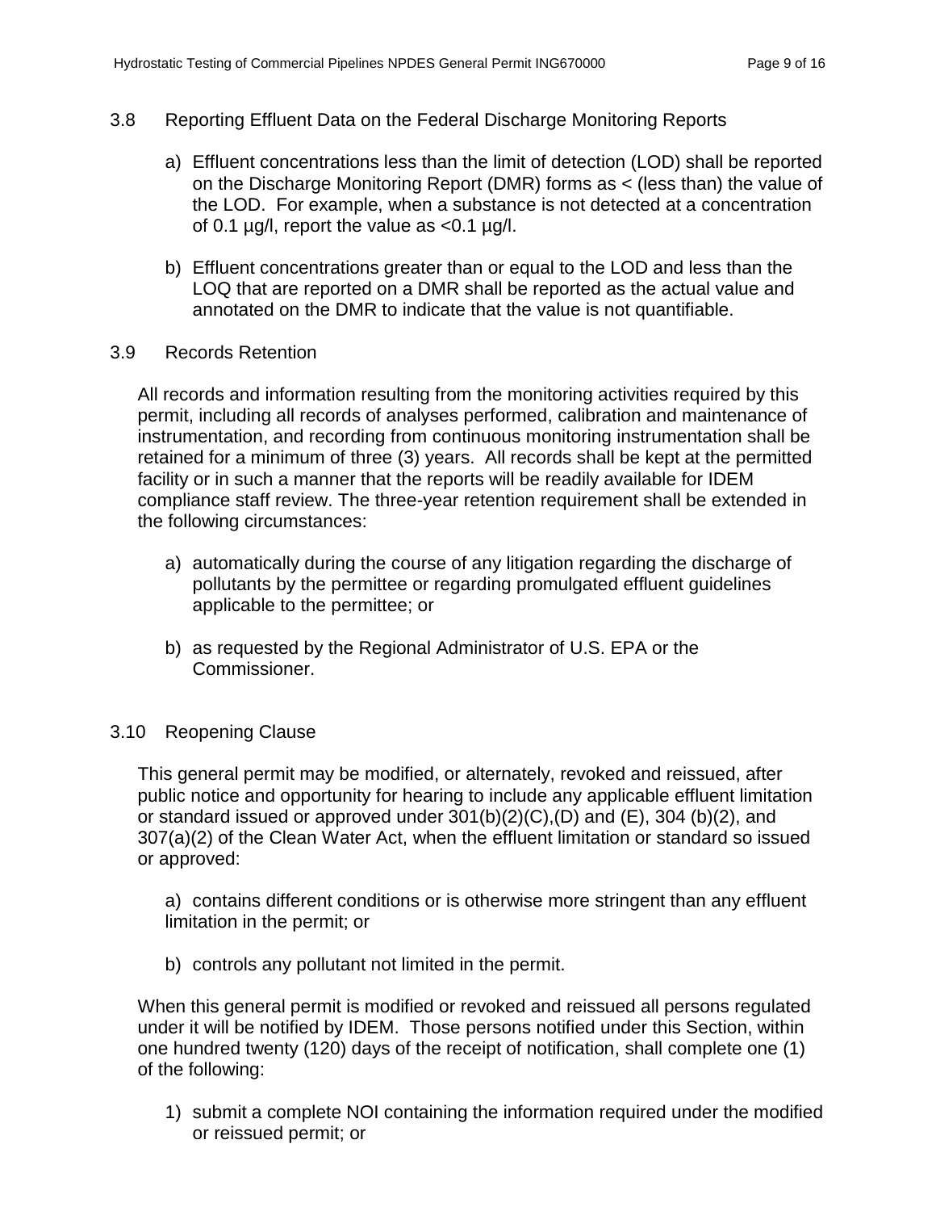## 3.8 Reporting Effluent Data on the Federal Discharge Monitoring Reports

a) Effluent concentrations less than the limit of detection (LOD) shall be reported on the Discharge Monitoring Report (DMR) forms as < (less than) the value of the LOD. For example, when a substance is not detected at a concentration of 0.1 µg/l, report the value as <0.1 µg/l.

b) Effluent concentrations greater than or equal to the LOD and less than the LOQ that are reported on a DMR shall be reported as the actual value and annotated on the DMR to indicate that the value is not quantifiable.

## 3.9 Records Retention

All records and information resulting from the monitoring activities required by this permit, including all records of analyses performed, calibration and maintenance of instrumentation, and recording from continuous monitoring instrumentation shall be retained for a minimum of three (3) years. All records shall be kept at the permitted facility or in such a manner that the reports will be readily available for IDEM compliance staff review. The three-year retention requirement shall be extended in the following circumstances:

a) automatically during the course of any litigation regarding the discharge of pollutants by the permittee or regarding promulgated effluent guidelines applicable to the permittee; or

b) as requested by the Regional Administrator of U.S. EPA or the Commissioner.

## 3.10 Reopening Clause

This general permit may be modified, or alternately, revoked and reissued, after public notice and opportunity for hearing to include any applicable effluent limitation or standard issued or approved under 301(b)(2)(C),(D) and (E), 304 (b)(2), and 307(a)(2) of the Clean Water Act, when the effluent limitation or standard so issued or approved:

a) contains different conditions or is otherwise more stringent than any effluent limitation in the permit; or

b) controls any pollutant not limited in the permit.

When this general permit is modified or revoked and reissued all persons regulated under it will be notified by IDEM. Those persons notified under this Section, within one hundred twenty (120) days of the receipt of notification, shall complete one (1) of the following:

1) submit a complete NOI containing the information required under the modified or reissued permit; or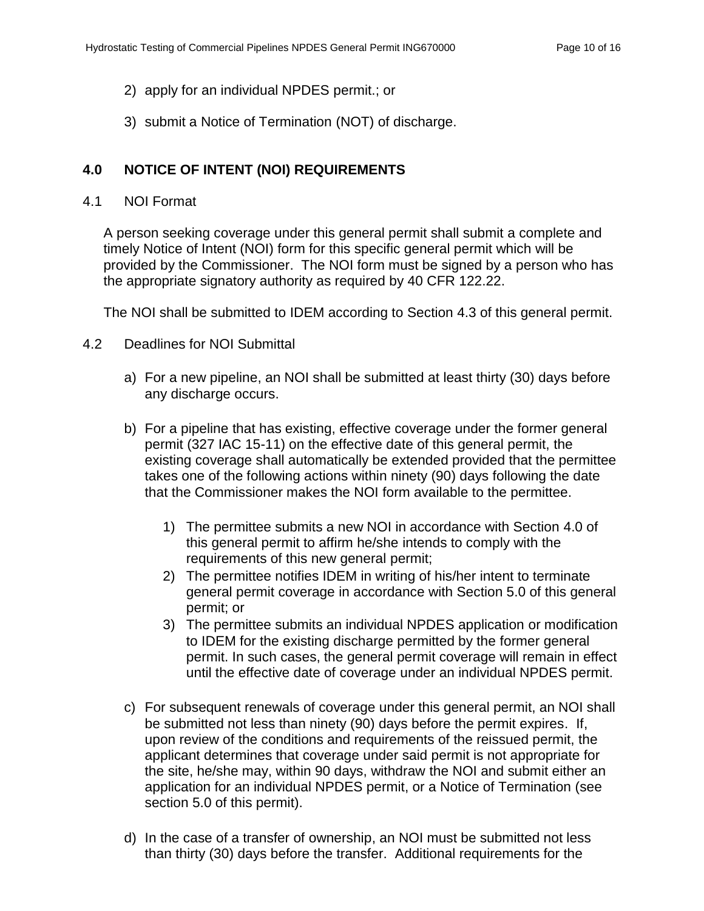2) apply for an individual NPDES permit.; or

3) submit a Notice of Termination (NOT) of discharge.

## 4.0 NOTICE OF INTENT (NOI) REQUIREMENTS

### 4.1 NOI Format

A person seeking coverage under this general permit shall submit a complete and timely Notice of Intent (NOI) form for this specific general permit which will be provided by the Commissioner. The NOI form must be signed by a person who has the appropriate signatory authority as required by 40 CFR 122.22.

The NOI shall be submitted to IDEM according to Section 4.3 of this general permit.

### 4.2 Deadlines for NOI Submittal

a) For a new pipeline, an NOI shall be submitted at least thirty (30) days before any discharge occurs.

b) For a pipeline that has existing, effective coverage under the former general permit (327 IAC 15-11) on the effective date of this general permit, the existing coverage shall automatically be extended provided that the permittee takes one of the following actions within ninety (90) days following the date that the Commissioner makes the NOI form available to the permittee.

   1) The permittee submits a new NOI in accordance with Section 4.0 of this general permit to affirm he/she intends to comply with the requirements of this new general permit;
   2) The permittee notifies IDEM in writing of his/her intent to terminate general permit coverage in accordance with Section 5.0 of this general permit; or
   3) The permittee submits an individual NPDES application or modification to IDEM for the existing discharge permitted by the former general permit. In such cases, the general permit coverage will remain in effect until the effective date of coverage under an individual NPDES permit.

c) For subsequent renewals of coverage under this general permit, an NOI shall be submitted not less than ninety (90) days before the permit expires. If, upon review of the conditions and requirements of the reissued permit, the applicant determines that coverage under said permit is not appropriate for the site, he/she may, within 90 days, withdraw the NOI and submit either an application for an individual NPDES permit, or a Notice of Termination (see section 5.0 of this permit).

d) In the case of a transfer of ownership, an NOI must be submitted not less than thirty (30) days before the transfer. Additional requirements for the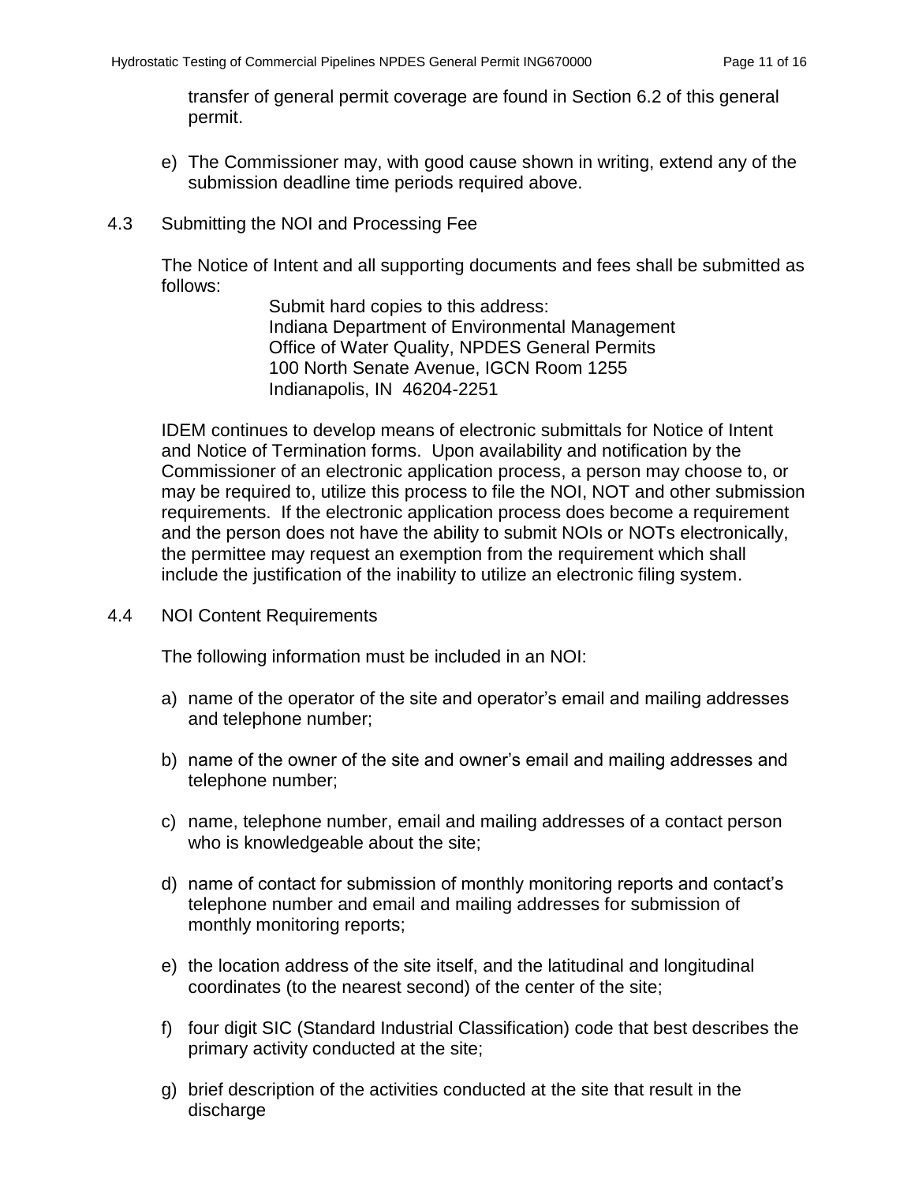transfer of general permit coverage are found in Section 6.2 of this general permit.

e) The Commissioner may, with good cause shown in writing, extend any of the submission deadline time periods required above.

### 4.3 Submitting the NOI and Processing Fee

The Notice of Intent and all supporting documents and fees shall be submitted as follows:

Submit hard copies to this address:
Indiana Department of Environmental Management
Office of Water Quality, NPDES General Permits
100 North Senate Avenue, IGCN Room 1255
Indianapolis, IN 46204-2251

IDEM continues to develop means of electronic submittals for Notice of Intent and Notice of Termination forms. Upon availability and notification by the Commissioner of an electronic application process, a person may choose to, or may be required to, utilize this process to file the NOI, NOT and other submission requirements. If the electronic application process does become a requirement and the person does not have the ability to submit NOIs or NOTs electronically, the permittee may request an exemption from the requirement which shall include the justification of the inability to utilize an electronic filing system.

### 4.4 NOI Content Requirements

The following information must be included in an NOI:

a) name of the operator of the site and operator's email and mailing addresses and telephone number;

b) name of the owner of the site and owner's email and mailing addresses and telephone number;

c) name, telephone number, email and mailing addresses of a contact person who is knowledgeable about the site;

d) name of contact for submission of monthly monitoring reports and contact's telephone number and email and mailing addresses for submission of monthly monitoring reports;

e) the location address of the site itself, and the latitudinal and longitudinal coordinates (to the nearest second) of the center of the site;

f) four digit SIC (Standard Industrial Classification) code that best describes the primary activity conducted at the site;

g) brief description of the activities conducted at the site that result in the discharge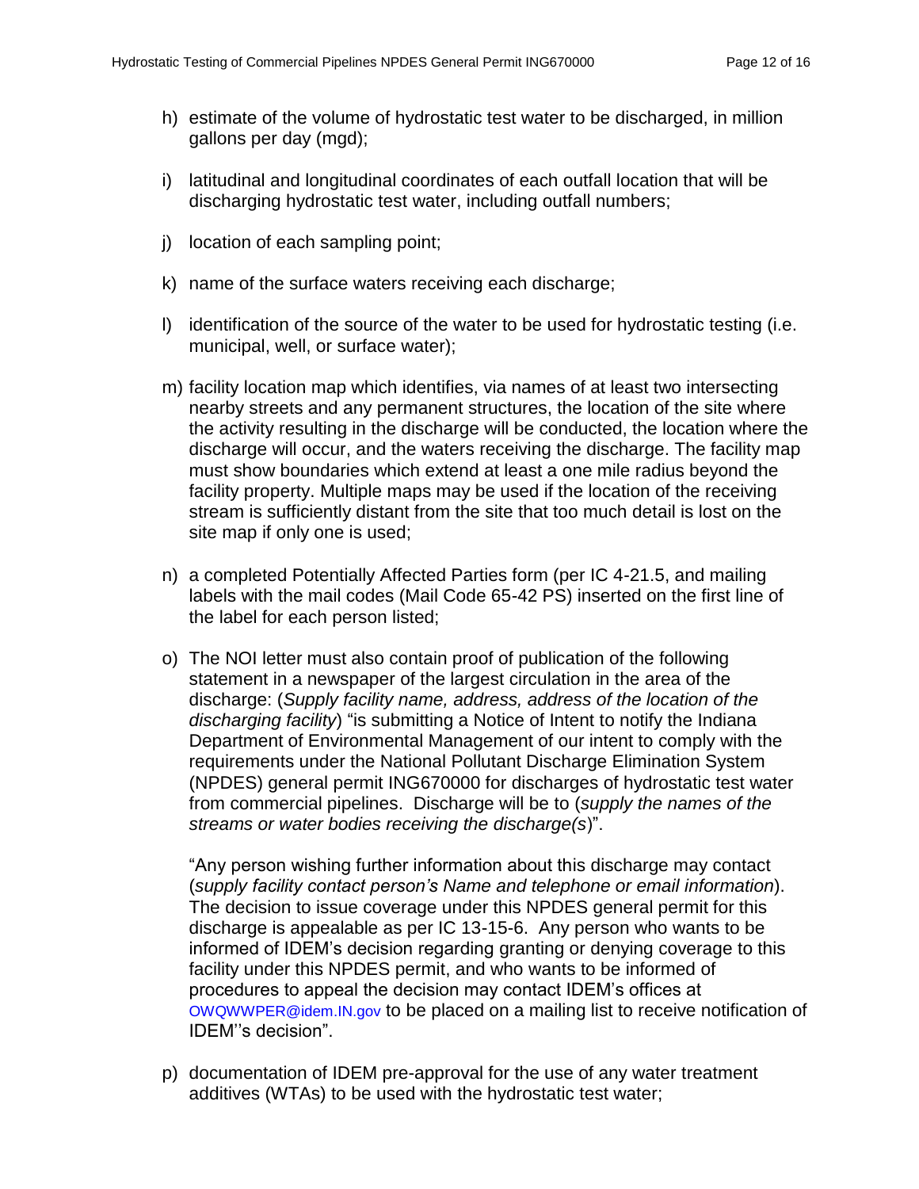h) estimate of the volume of hydrostatic test water to be discharged, in million gallons per day (mgd);

i) latitudinal and longitudinal coordinates of each outfall location that will be discharging hydrostatic test water, including outfall numbers;

j) location of each sampling point;

k) name of the surface waters receiving each discharge;

l) identification of the source of the water to be used for hydrostatic testing (i.e. municipal, well, or surface water);

m) facility location map which identifies, via names of at least two intersecting nearby streets and any permanent structures, the location of the site where the activity resulting in the discharge will be conducted, the location where the discharge will occur, and the waters receiving the discharge. The facility map must show boundaries which extend at least a one mile radius beyond the facility property. Multiple maps may be used if the location of the receiving stream is sufficiently distant from the site that too much detail is lost on the site map if only one is used;

n) a completed Potentially Affected Parties form (per IC 4-21.5, and mailing labels with the mail codes (Mail Code 65-42 PS) inserted on the first line of the label for each person listed;

o) The NOI letter must also contain proof of publication of the following statement in a newspaper of the largest circulation in the area of the discharge: (*Supply facility name, address, address of the location of the discharging facility*) "is submitting a Notice of Intent to notify the Indiana Department of Environmental Management of our intent to comply with the requirements under the National Pollutant Discharge Elimination System (NPDES) general permit ING670000 for discharges of hydrostatic test water from commercial pipelines. Discharge will be to (*supply the names of the streams or water bodies receiving the discharge(s*)".

   "Any person wishing further information about this discharge may contact (*supply facility contact person's Name and telephone or email information*). The decision to issue coverage under this NPDES general permit for this discharge is appealable as per IC 13-15-6. Any person who wants to be informed of IDEM's decision regarding granting or denying coverage to this facility under this NPDES permit, and who wants to be informed of procedures to appeal the decision may contact IDEM's offices at OWQWWPER@idem.IN.gov to be placed on a mailing list to receive notification of IDEM''s decision".

p) documentation of IDEM pre-approval for the use of any water treatment additives (WTAs) to be used with the hydrostatic test water;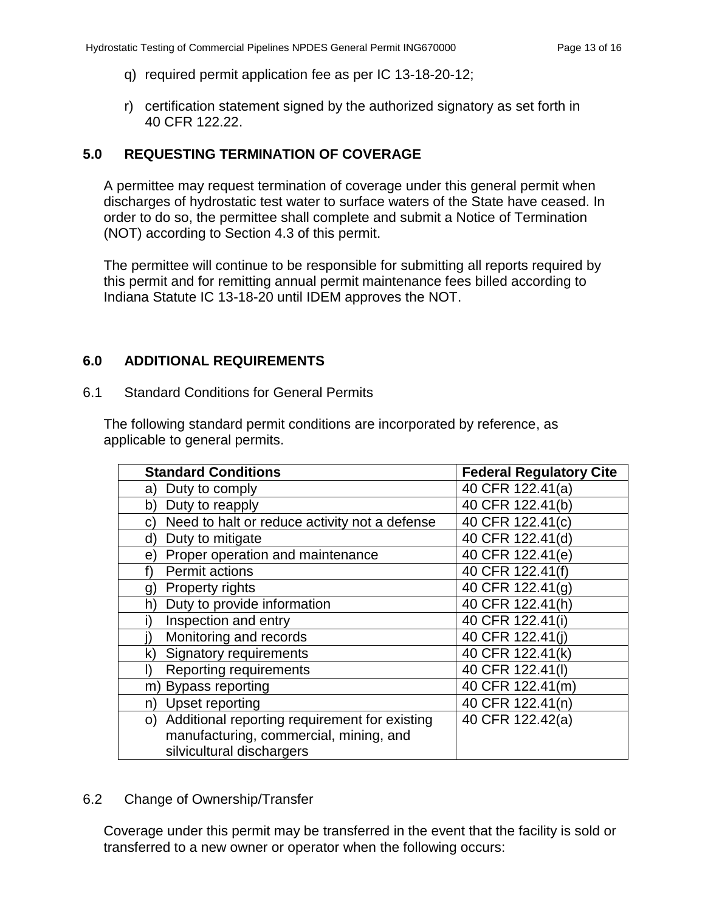q) required permit application fee as per IC 13-18-20-12;

r) certification statement signed by the authorized signatory as set forth in 40 CFR 122.22.

## 5.0 REQUESTING TERMINATION OF COVERAGE

A permittee may request termination of coverage under this general permit when discharges of hydrostatic test water to surface waters of the State have ceased. In order to do so, the permittee shall complete and submit a Notice of Termination (NOT) according to Section 4.3 of this permit.

The permittee will continue to be responsible for submitting all reports required by this permit and for remitting annual permit maintenance fees billed according to Indiana Statute IC 13-18-20 until IDEM approves the NOT.

## 6.0 ADDITIONAL REQUIREMENTS

### 6.1 Standard Conditions for General Permits

The following standard permit conditions are incorporated by reference, as applicable to general permits.

| Standard Conditions | Federal Regulatory Cite |
|---|---|
| a) Duty to comply | 40 CFR 122.41(a) |
| b) Duty to reapply | 40 CFR 122.41(b) |
| c) Need to halt or reduce activity not a defense | 40 CFR 122.41(c) |
| d) Duty to mitigate | 40 CFR 122.41(d) |
| e) Proper operation and maintenance | 40 CFR 122.41(e) |
| f) Permit actions | 40 CFR 122.41(f) |
| g) Property rights | 40 CFR 122.41(g) |
| h) Duty to provide information | 40 CFR 122.41(h) |
| i) Inspection and entry | 40 CFR 122.41(i) |
| j) Monitoring and records | 40 CFR 122.41(j) |
| k) Signatory requirements | 40 CFR 122.41(k) |
| l) Reporting requirements | 40 CFR 122.41(l) |
| m) Bypass reporting | 40 CFR 122.41(m) |
| n) Upset reporting | 40 CFR 122.41(n) |
| o) Additional reporting requirement for existing manufacturing, commercial, mining, and silvicultural dischargers | 40 CFR 122.42(a) |

### 6.2 Change of Ownership/Transfer

Coverage under this permit may be transferred in the event that the facility is sold or transferred to a new owner or operator when the following occurs: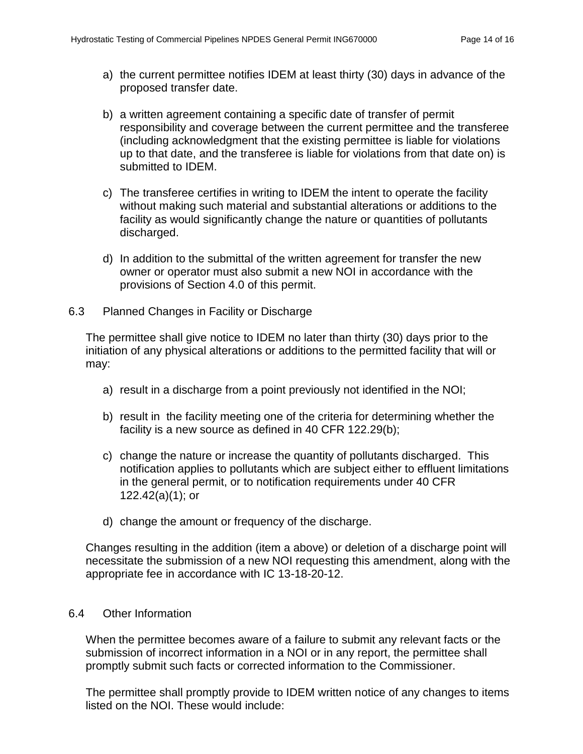a) the current permittee notifies IDEM at least thirty (30) days in advance of the proposed transfer date.

b) a written agreement containing a specific date of transfer of permit responsibility and coverage between the current permittee and the transferee (including acknowledgment that the existing permittee is liable for violations up to that date, and the transferee is liable for violations from that date on) is submitted to IDEM.

c) The transferee certifies in writing to IDEM the intent to operate the facility without making such material and substantial alterations or additions to the facility as would significantly change the nature or quantities of pollutants discharged.

d) In addition to the submittal of the written agreement for transfer the new owner or operator must also submit a new NOI in accordance with the provisions of Section 4.0 of this permit.

## 6.3 Planned Changes in Facility or Discharge

The permittee shall give notice to IDEM no later than thirty (30) days prior to the initiation of any physical alterations or additions to the permitted facility that will or may:

a) result in a discharge from a point previously not identified in the NOI;

b) result in the facility meeting one of the criteria for determining whether the facility is a new source as defined in 40 CFR 122.29(b);

c) change the nature or increase the quantity of pollutants discharged. This notification applies to pollutants which are subject either to effluent limitations in the general permit, or to notification requirements under 40 CFR 122.42(a)(1); or

d) change the amount or frequency of the discharge.

Changes resulting in the addition (item a above) or deletion of a discharge point will necessitate the submission of a new NOI requesting this amendment, along with the appropriate fee in accordance with IC 13-18-20-12.

## 6.4 Other Information

When the permittee becomes aware of a failure to submit any relevant facts or the submission of incorrect information in a NOI or in any report, the permittee shall promptly submit such facts or corrected information to the Commissioner.

The permittee shall promptly provide to IDEM written notice of any changes to items listed on the NOI. These would include: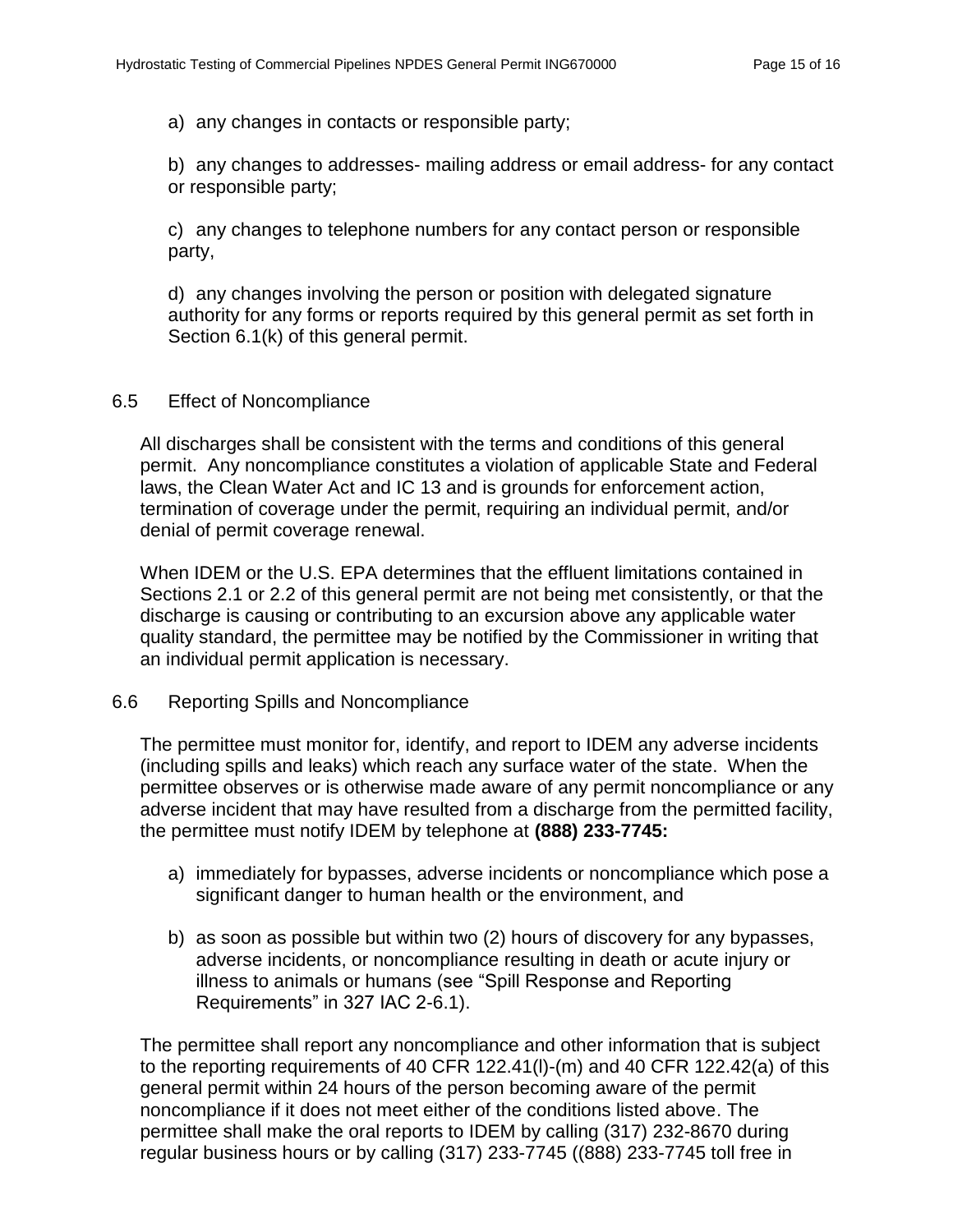a) any changes in contacts or responsible party;

b) any changes to addresses- mailing address or email address- for any contact or responsible party;

c) any changes to telephone numbers for any contact person or responsible party,

d) any changes involving the person or position with delegated signature authority for any forms or reports required by this general permit as set forth in Section 6.1(k) of this general permit.

### 6.5 Effect of Noncompliance

All discharges shall be consistent with the terms and conditions of this general permit. Any noncompliance constitutes a violation of applicable State and Federal laws, the Clean Water Act and IC 13 and is grounds for enforcement action, termination of coverage under the permit, requiring an individual permit, and/or denial of permit coverage renewal.

When IDEM or the U.S. EPA determines that the effluent limitations contained in Sections 2.1 or 2.2 of this general permit are not being met consistently, or that the discharge is causing or contributing to an excursion above any applicable water quality standard, the permittee may be notified by the Commissioner in writing that an individual permit application is necessary.

### 6.6 Reporting Spills and Noncompliance

The permittee must monitor for, identify, and report to IDEM any adverse incidents (including spills and leaks) which reach any surface water of the state. When the permittee observes or is otherwise made aware of any permit noncompliance or any adverse incident that may have resulted from a discharge from the permitted facility, the permittee must notify IDEM by telephone at **(888) 233-7745:**

a) immediately for bypasses, adverse incidents or noncompliance which pose a significant danger to human health or the environment, and

b) as soon as possible but within two (2) hours of discovery for any bypasses, adverse incidents, or noncompliance resulting in death or acute injury or illness to animals or humans (see "Spill Response and Reporting Requirements" in 327 IAC 2-6.1).

The permittee shall report any noncompliance and other information that is subject to the reporting requirements of 40 CFR 122.41(l)-(m) and 40 CFR 122.42(a) of this general permit within 24 hours of the person becoming aware of the permit noncompliance if it does not meet either of the conditions listed above. The permittee shall make the oral reports to IDEM by calling (317) 232-8670 during regular business hours or by calling (317) 233-7745 ((888) 233-7745 toll free in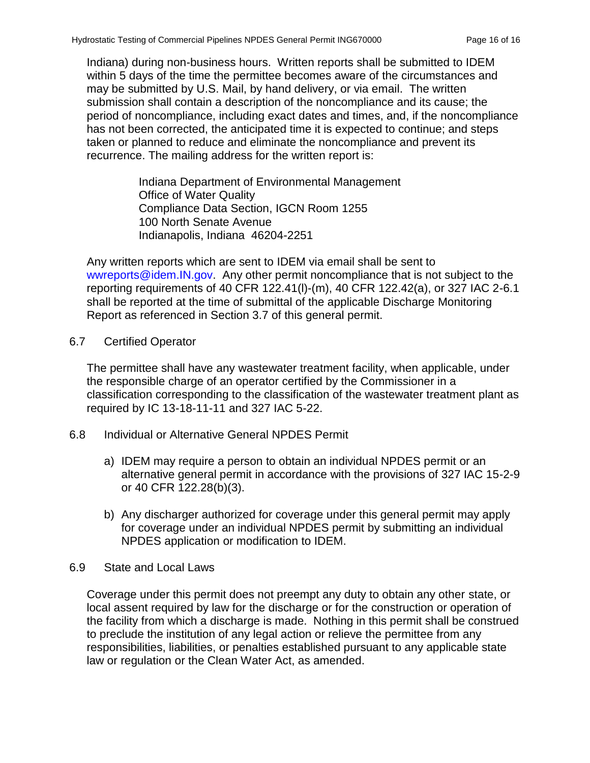Indiana) during non-business hours. Written reports shall be submitted to IDEM within 5 days of the time the permittee becomes aware of the circumstances and may be submitted by U.S. Mail, by hand delivery, or via email. The written submission shall contain a description of the noncompliance and its cause; the period of noncompliance, including exact dates and times, and, if the noncompliance has not been corrected, the anticipated time it is expected to continue; and steps taken or planned to reduce and eliminate the noncompliance and prevent its recurrence. The mailing address for the written report is:

> Indiana Department of Environmental Management
> Office of Water Quality
> Compliance Data Section, IGCN Room 1255
> 100 North Senate Avenue
> Indianapolis, Indiana 46204-2251

Any written reports which are sent to IDEM via email shall be sent to wwreports@idem.IN.gov. Any other permit noncompliance that is not subject to the reporting requirements of 40 CFR 122.41(l)-(m), 40 CFR 122.42(a), or 327 IAC 2-6.1 shall be reported at the time of submittal of the applicable Discharge Monitoring Report as referenced in Section 3.7 of this general permit.

## 6.7 Certified Operator

The permittee shall have any wastewater treatment facility, when applicable, under the responsible charge of an operator certified by the Commissioner in a classification corresponding to the classification of the wastewater treatment plant as required by IC 13-18-11-11 and 327 IAC 5-22.

## 6.8 Individual or Alternative General NPDES Permit

a) IDEM may require a person to obtain an individual NPDES permit or an alternative general permit in accordance with the provisions of 327 IAC 15-2-9 or 40 CFR 122.28(b)(3).

b) Any discharger authorized for coverage under this general permit may apply for coverage under an individual NPDES permit by submitting an individual NPDES application or modification to IDEM.

## 6.9 State and Local Laws

Coverage under this permit does not preempt any duty to obtain any other state, or local assent required by law for the discharge or for the construction or operation of the facility from which a discharge is made. Nothing in this permit shall be construed to preclude the institution of any legal action or relieve the permittee from any responsibilities, liabilities, or penalties established pursuant to any applicable state law or regulation or the Clean Water Act, as amended.